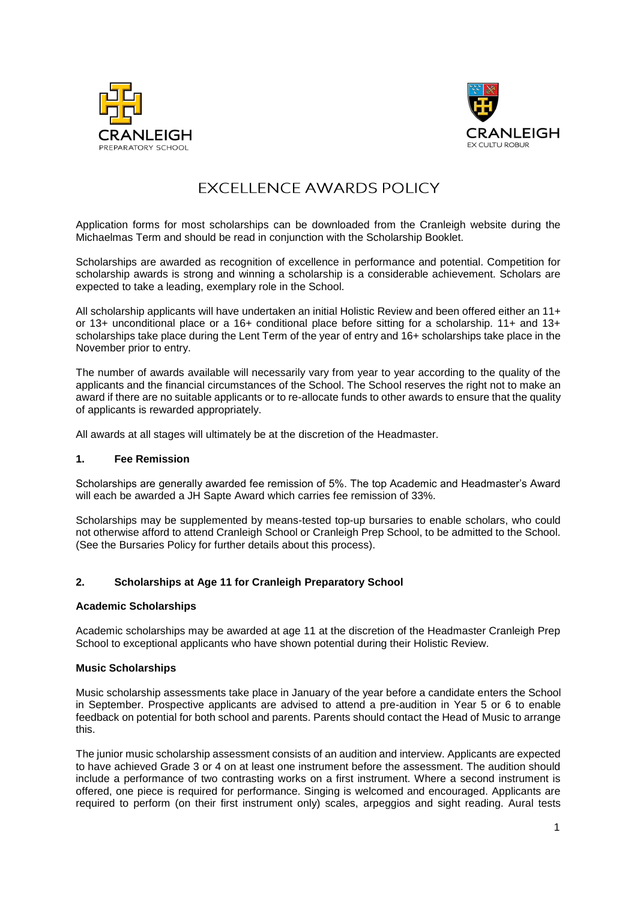# EXCELLENCE AWARDS POLICY

Application forms for most scholarships can be downloaded from the Cranleigh website during the Michaelmas Term and should be read in conjunction with the Scholarship Booklet.

Scholarships are awarded as recognition of excellence in performance and potential. Competition for scholarship awards is strong and winning a scholarship is a considerable achievement. Scholars are expected to take a leading, exemplary role in the School.

All scholarship applicants will have undertaken an initial Holistic Review and been offered either an 11+ or 13+ unconditional place or a 16+ conditional place before sitting for a scholarship. 11+ and 13+ scholarships take place during the Lent Term of the year of entry and 16+ scholarships take place in the November prior to entry.

The number of awards available will necessarily vary from year to year according to the quality of the applicants and the financial circumstances of the School. The School reserves the right not to make an award if there are no suitable applicants or to re-allocate funds to other awards to ensure that the quality of applicants is rewarded appropriately.

All awards at all stages will ultimately be at the discretion of the Headmaster.

## 1. Fee Remission

Scholarships are generally awarded fee remission of 5%. The top Academic and Headmaster's Award will each be awarded a JH Sapte Award which carries fee remission of 33%.

Scholarships may be supplemented by means-tested top-up bursaries to enable scholars, who could not otherwise afford to attend Cranleigh School or Cranleigh Prep School, to be admitted to the School. (See the Bursaries Policy for further details about this process).

## 2. Scholarships at Age 11 for Cranleigh Preparatory School

### Academic Scholarships

Academic scholarships may be awarded at age 11 at the discretion of the Headmaster Cranleigh Prep School to exceptional applicants who have shown potential during their Holistic Review.

### Music Scholarships

Music scholarship assessments take place in January of the year before a candidate enters the School in September. Prospective applicants are advised to attend a pre-audition in Year 5 or 6 to enable feedback on potential for both school and parents. Parents should contact the Head of Music to arrange this.

The junior music scholarship assessment consists of an audition and interview. Applicants are expected to have achieved Grade 3 or 4 on at least one instrument before the assessment. The audition should include a performance of two contrasting works on a first instrument. Where a second instrument is offered, one piece is required for performance. Singing is welcomed and encouraged. Applicants are required to perform (on their first instrument only) scales, arpeggios and sight reading. Aural tests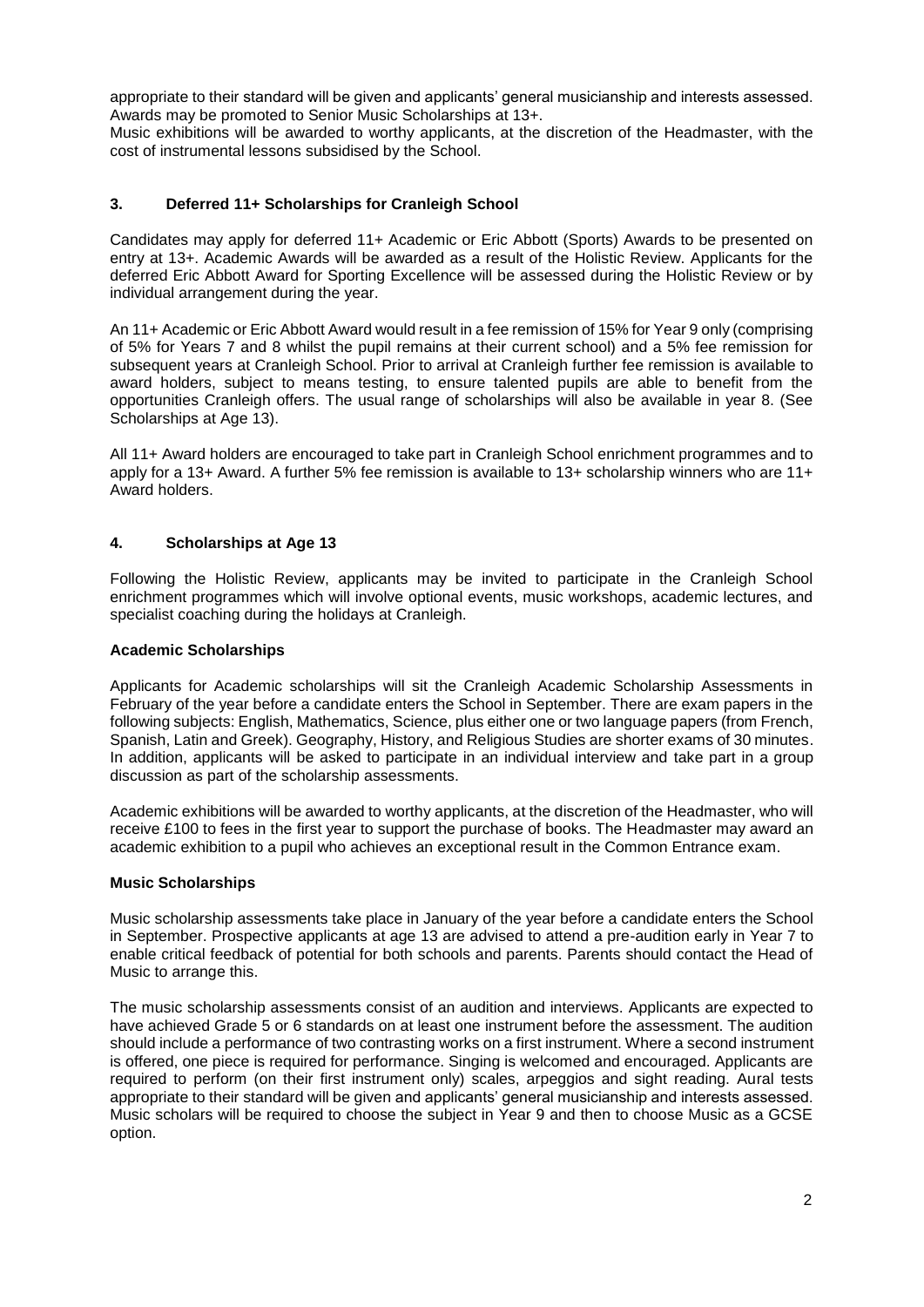appropriate to their standard will be given and applicants' general musicianship and interests assessed. Awards may be promoted to Senior Music Scholarships at 13+.

Music exhibitions will be awarded to worthy applicants, at the discretion of the Headmaster, with the cost of instrumental lessons subsidised by the School.

## 3. Deferred 11+ Scholarships for Cranleigh School

Candidates may apply for deferred 11+ Academic or Eric Abbott (Sports) Awards to be presented on entry at 13+. Academic Awards will be awarded as a result of the Holistic Review. Applicants for the deferred Eric Abbott Award for Sporting Excellence will be assessed during the Holistic Review or by individual arrangement during the year.

An 11+ Academic or Eric Abbott Award would result in a fee remission of 15% for Year 9 only (comprising of 5% for Years 7 and 8 whilst the pupil remains at their current school) and a 5% fee remission for subsequent years at Cranleigh School. Prior to arrival at Cranleigh further fee remission is available to award holders, subject to means testing, to ensure talented pupils are able to benefit from the opportunities Cranleigh offers. The usual range of scholarships will also be available in year 8. (See Scholarships at Age 13).

All 11+ Award holders are encouraged to take part in Cranleigh School enrichment programmes and to apply for a 13+ Award. A further 5% fee remission is available to 13+ scholarship winners who are 11+ Award holders.

## 4. Scholarships at Age 13

Following the Holistic Review, applicants may be invited to participate in the Cranleigh School enrichment programmes which will involve optional events, music workshops, academic lectures, and specialist coaching during the holidays at Cranleigh.

### Academic Scholarships

Applicants for Academic scholarships will sit the Cranleigh Academic Scholarship Assessments in February of the year before a candidate enters the School in September. There are exam papers in the following subjects: English, Mathematics, Science, plus either one or two language papers (from French, Spanish, Latin and Greek). Geography, History, and Religious Studies are shorter exams of 30 minutes. In addition, applicants will be asked to participate in an individual interview and take part in a group discussion as part of the scholarship assessments.

Academic exhibitions will be awarded to worthy applicants, at the discretion of the Headmaster, who will receive £100 to fees in the first year to support the purchase of books. The Headmaster may award an academic exhibition to a pupil who achieves an exceptional result in the Common Entrance exam.

### Music Scholarships

Music scholarship assessments take place in January of the year before a candidate enters the School in September. Prospective applicants at age 13 are advised to attend a pre-audition early in Year 7 to enable critical feedback of potential for both schools and parents. Parents should contact the Head of Music to arrange this.

The music scholarship assessments consist of an audition and interviews. Applicants are expected to have achieved Grade 5 or 6 standards on at least one instrument before the assessment. The audition should include a performance of two contrasting works on a first instrument. Where a second instrument is offered, one piece is required for performance. Singing is welcomed and encouraged. Applicants are required to perform (on their first instrument only) scales, arpeggios and sight reading. Aural tests appropriate to their standard will be given and applicants' general musicianship and interests assessed. Music scholars will be required to choose the subject in Year 9 and then to choose Music as a GCSE option.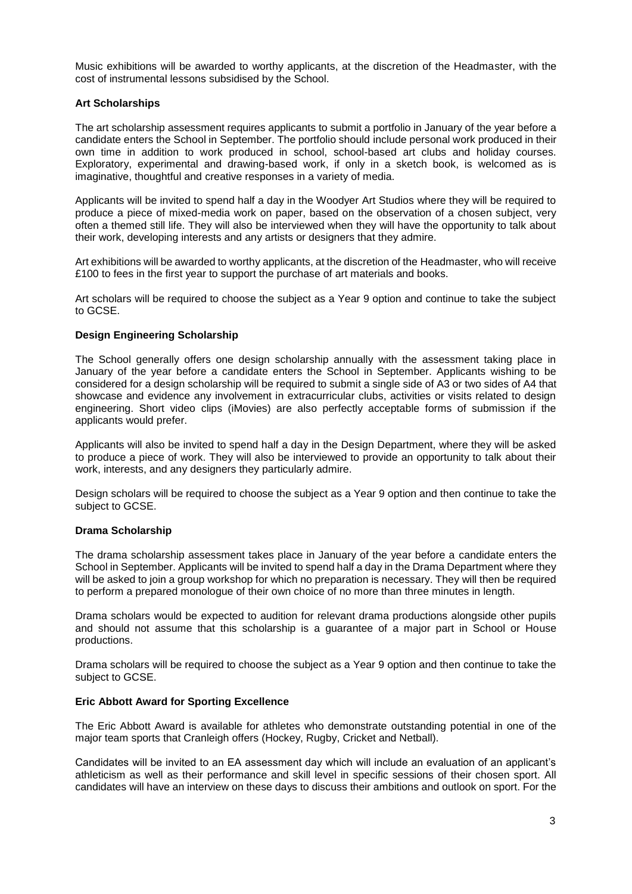Music exhibitions will be awarded to worthy applicants, at the discretion of the Headmaster, with the cost of instrumental lessons subsidised by the School.

### Art Scholarships

The art scholarship assessment requires applicants to submit a portfolio in January of the year before a candidate enters the School in September. The portfolio should include personal work produced in their own time in addition to work produced in school, school-based art clubs and holiday courses. Exploratory, experimental and drawing-based work, if only in a sketch book, is welcomed as is imaginative, thoughtful and creative responses in a variety of media.

Applicants will be invited to spend half a day in the Woodyer Art Studios where they will be required to produce a piece of mixed-media work on paper, based on the observation of a chosen subject, very often a themed still life. They will also be interviewed when they will have the opportunity to talk about their work, developing interests and any artists or designers that they admire.

Art exhibitions will be awarded to worthy applicants, at the discretion of the Headmaster, who will receive £100 to fees in the first year to support the purchase of art materials and books.

Art scholars will be required to choose the subject as a Year 9 option and continue to take the subject to GCSE.

### Design Engineering Scholarship

The School generally offers one design scholarship annually with the assessment taking place in January of the year before a candidate enters the School in September. Applicants wishing to be considered for a design scholarship will be required to submit a single side of A3 or two sides of A4 that showcase and evidence any involvement in extracurricular clubs, activities or visits related to design engineering. Short video clips (iMovies) are also perfectly acceptable forms of submission if the applicants would prefer.

Applicants will also be invited to spend half a day in the Design Department, where they will be asked to produce a piece of work. They will also be interviewed to provide an opportunity to talk about their work, interests, and any designers they particularly admire.

Design scholars will be required to choose the subject as a Year 9 option and then continue to take the subject to GCSE.

### Drama Scholarship

The drama scholarship assessment takes place in January of the year before a candidate enters the School in September. Applicants will be invited to spend half a day in the Drama Department where they will be asked to join a group workshop for which no preparation is necessary. They will then be required to perform a prepared monologue of their own choice of no more than three minutes in length.

Drama scholars would be expected to audition for relevant drama productions alongside other pupils and should not assume that this scholarship is a guarantee of a major part in School or House productions.

Drama scholars will be required to choose the subject as a Year 9 option and then continue to take the subject to GCSE.

### Eric Abbott Award for Sporting Excellence

The Eric Abbott Award is available for athletes who demonstrate outstanding potential in one of the major team sports that Cranleigh offers (Hockey, Rugby, Cricket and Netball).

Candidates will be invited to an EA assessment day which will include an evaluation of an applicant's athleticism as well as their performance and skill level in specific sessions of their chosen sport. All candidates will have an interview on these days to discuss their ambitions and outlook on sport. For the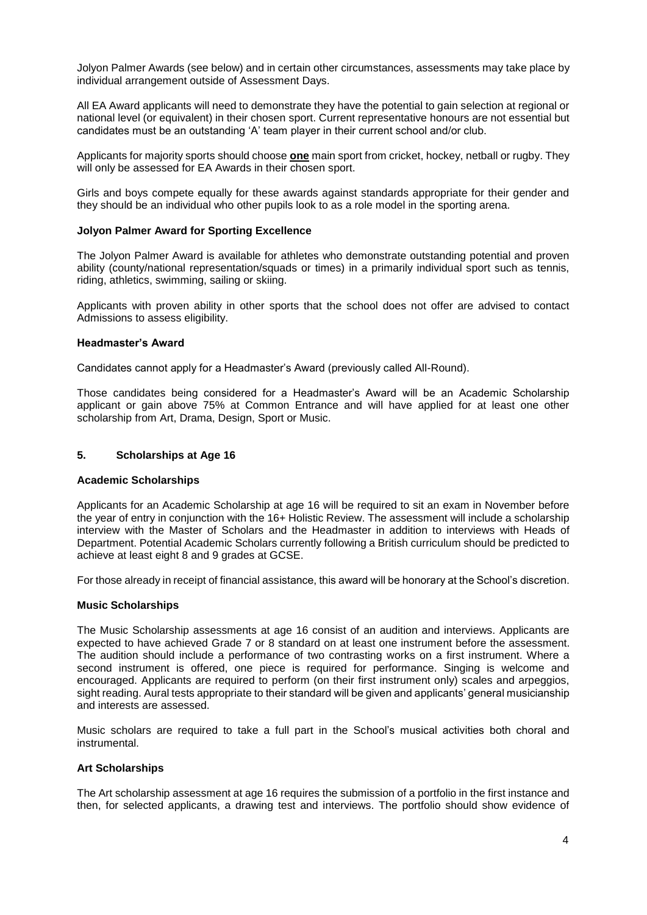Jolyon Palmer Awards (see below) and in certain other circumstances, assessments may take place by individual arrangement outside of Assessment Days.

All EA Award applicants will need to demonstrate they have the potential to gain selection at regional or national level (or equivalent) in their chosen sport. Current representative honours are not essential but candidates must be an outstanding 'A' team player in their current school and/or club.

Applicants for majority sports should choose **one** main sport from cricket, hockey, netball or rugby. They will only be assessed for EA Awards in their chosen sport.

Girls and boys compete equally for these awards against standards appropriate for their gender and they should be an individual who other pupils look to as a role model in the sporting arena.

### Jolyon Palmer Award for Sporting Excellence

The Jolyon Palmer Award is available for athletes who demonstrate outstanding potential and proven ability (county/national representation/squads or times) in a primarily individual sport such as tennis, riding, athletics, swimming, sailing or skiing.

Applicants with proven ability in other sports that the school does not offer are advised to contact Admissions to assess eligibility.

### Headmaster's Award

Candidates cannot apply for a Headmaster's Award (previously called All-Round).

Those candidates being considered for a Headmaster's Award will be an Academic Scholarship applicant or gain above 75% at Common Entrance and will have applied for at least one other scholarship from Art, Drama, Design, Sport or Music.

## 5. Scholarships at Age 16

### Academic Scholarships

Applicants for an Academic Scholarship at age 16 will be required to sit an exam in November before the year of entry in conjunction with the 16+ Holistic Review. The assessment will include a scholarship interview with the Master of Scholars and the Headmaster in addition to interviews with Heads of Department. Potential Academic Scholars currently following a British curriculum should be predicted to achieve at least eight 8 and 9 grades at GCSE.

For those already in receipt of financial assistance, this award will be honorary at the School's discretion.

### Music Scholarships

The Music Scholarship assessments at age 16 consist of an audition and interviews. Applicants are expected to have achieved Grade 7 or 8 standard on at least one instrument before the assessment. The audition should include a performance of two contrasting works on a first instrument. Where a second instrument is offered, one piece is required for performance. Singing is welcome and encouraged. Applicants are required to perform (on their first instrument only) scales and arpeggios, sight reading. Aural tests appropriate to their standard will be given and applicants' general musicianship and interests are assessed.

Music scholars are required to take a full part in the School's musical activities both choral and instrumental.

### Art Scholarships

The Art scholarship assessment at age 16 requires the submission of a portfolio in the first instance and then, for selected applicants, a drawing test and interviews. The portfolio should show evidence of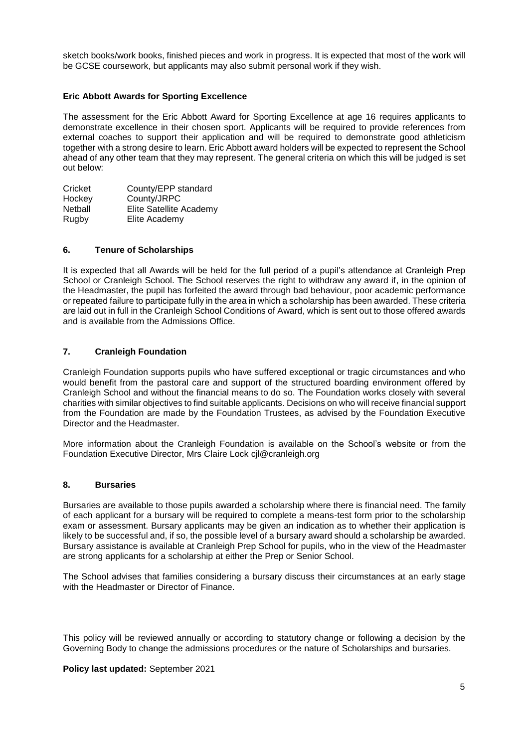sketch books/work books, finished pieces and work in progress. It is expected that most of the work will be GCSE coursework, but applicants may also submit personal work if they wish.

**Eric Abbott Awards for Sporting Excellence**

The assessment for the Eric Abbott Award for Sporting Excellence at age 16 requires applicants to demonstrate excellence in their chosen sport. Applicants will be required to provide references from external coaches to support their application and will be required to demonstrate good athleticism together with a strong desire to learn. Eric Abbott award holders will be expected to represent the School ahead of any other team that they may represent. The general criteria on which this will be judged is set out below:

| | |
|---|---|
| Cricket | County/EPP standard |
| Hockey | County/JRPC |
| Netball | Elite Satellite Academy |
| Rugby | Elite Academy |

## 6. Tenure of Scholarships

It is expected that all Awards will be held for the full period of a pupil's attendance at Cranleigh Prep School or Cranleigh School. The School reserves the right to withdraw any award if, in the opinion of the Headmaster, the pupil has forfeited the award through bad behaviour, poor academic performance or repeated failure to participate fully in the area in which a scholarship has been awarded. These criteria are laid out in full in the Cranleigh School Conditions of Award, which is sent out to those offered awards and is available from the Admissions Office.

## 7. Cranleigh Foundation

Cranleigh Foundation supports pupils who have suffered exceptional or tragic circumstances and who would benefit from the pastoral care and support of the structured boarding environment offered by Cranleigh School and without the financial means to do so. The Foundation works closely with several charities with similar objectives to find suitable applicants. Decisions on who will receive financial support from the Foundation are made by the Foundation Trustees, as advised by the Foundation Executive Director and the Headmaster.

More information about the Cranleigh Foundation is available on the School's website or from the Foundation Executive Director, Mrs Claire Lock cjl@cranleigh.org

## 8. Bursaries

Bursaries are available to those pupils awarded a scholarship where there is financial need. The family of each applicant for a bursary will be required to complete a means-test form prior to the scholarship exam or assessment. Bursary applicants may be given an indication as to whether their application is likely to be successful and, if so, the possible level of a bursary award should a scholarship be awarded. Bursary assistance is available at Cranleigh Prep School for pupils, who in the view of the Headmaster are strong applicants for a scholarship at either the Prep or Senior School.

The School advises that families considering a bursary discuss their circumstances at an early stage with the Headmaster or Director of Finance.

This policy will be reviewed annually or according to statutory change or following a decision by the Governing Body to change the admissions procedures or the nature of Scholarships and bursaries.

**Policy last updated:** September 2021